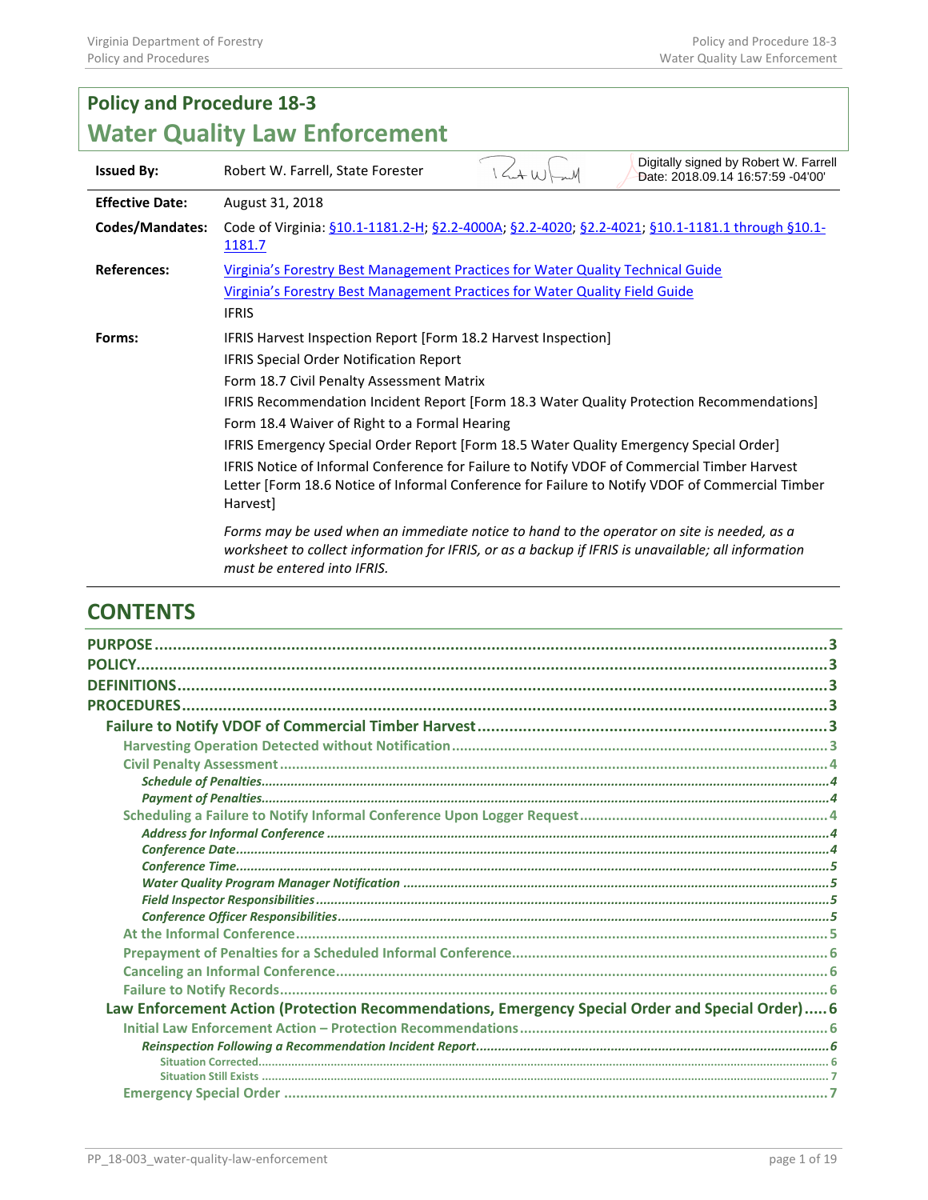# Policy and Procedure 18-3
# Water Quality Law Enforcement

| | |
|---|---|
| **Issued By:** | Robert W. Farrell, State Forester — Digitally signed by Robert W. Farrell Date: 2018.09.14 16:57:59 -04'00' |
| **Effective Date:** | August 31, 2018 |
| **Codes/Mandates:** | Code of Virginia: §10.1-1181.2-H; §2.2-4000A; §2.2-4020; §2.2-4021; §10.1-1181.1 through §10.1-1181.7 |
| **References:** | Virginia's Forestry Best Management Practices for Water Quality Technical Guide<br>Virginia's Forestry Best Management Practices for Water Quality Field Guide<br>IFRIS |
| **Forms:** | IFRIS Harvest Inspection Report [Form 18.2 Harvest Inspection]<br>IFRIS Special Order Notification Report<br>Form 18.7 Civil Penalty Assessment Matrix<br>IFRIS Recommendation Incident Report [Form 18.3 Water Quality Protection Recommendations]<br>Form 18.4 Waiver of Right to a Formal Hearing<br>IFRIS Emergency Special Order Report [Form 18.5 Water Quality Emergency Special Order]<br>IFRIS Notice of Informal Conference for Failure to Notify VDOF of Commercial Timber Harvest Letter [Form 18.6 Notice of Informal Conference for Failure to Notify VDOF of Commercial Timber Harvest]<br>*Forms may be used when an immediate notice to hand to the operator on site is needed, as a worksheet to collect information for IFRIS, or as a backup if IFRIS is unavailable; all information must be entered into IFRIS.* |

## CONTENTS

**PURPOSE** .... 3
**POLICY** .... 3
**DEFINITIONS** .... 3
**PROCEDURES** .... 3
- **Failure to Notify VDOF of Commercial Timber Harvest** .... 3
  - Harvesting Operation Detected without Notification .... 3
  - Civil Penalty Assessment .... 4
    - *Schedule of Penalties* .... 4
    - *Payment of Penalties* .... 4
  - Scheduling a Failure to Notify Informal Conference Upon Logger Request .... 4
    - *Address for Informal Conference* .... 4
    - *Conference Date* .... 4
    - *Conference Time* .... 5
    - *Water Quality Program Manager Notification* .... 5
    - *Field Inspector Responsibilities* .... 5
    - *Conference Officer Responsibilities* .... 5
  - At the Informal Conference .... 5
  - Prepayment of Penalties for a Scheduled Informal Conference .... 6
  - Canceling an Informal Conference .... 6
  - Failure to Notify Records .... 6
- **Law Enforcement Action (Protection Recommendations, Emergency Special Order and Special Order)** .... 6
  - Initial Law Enforcement Action – Protection Recommendations .... 6
    - *Reinspection Following a Recommendation Incident Report* .... 6
      - Situation Corrected .... 6
      - Situation Still Exists .... 7
  - Emergency Special Order .... 7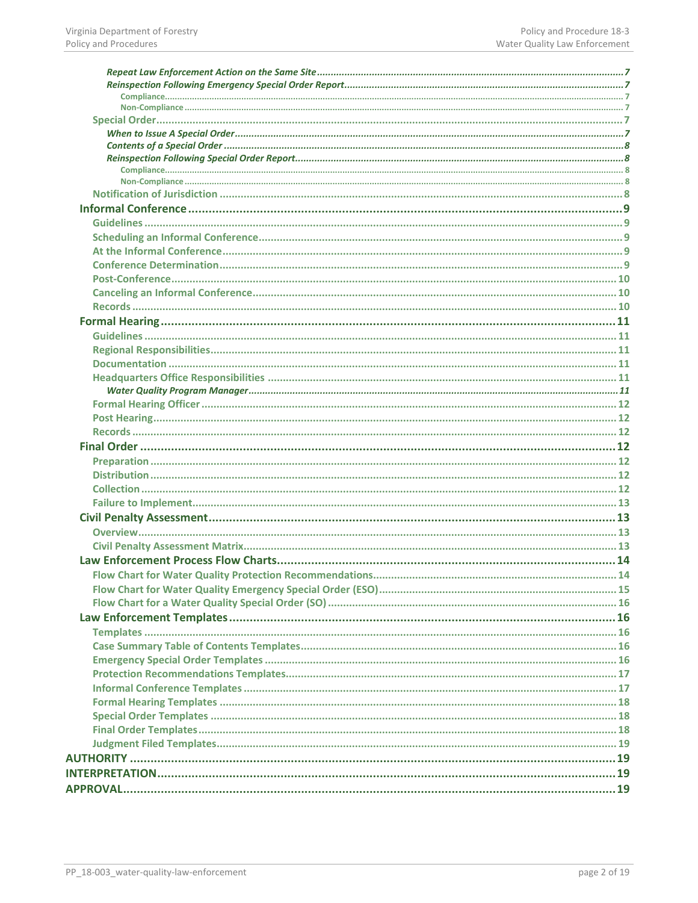*Repeat Law Enforcement Action on the Same Site* .......... 7
*Reinspection Following Emergency Special Order Report* .......... 7
Compliance .......... 7
Non-Compliance .......... 7
Special Order .......... 7
*When to Issue A Special Order* .......... 7
*Contents of a Special Order* .......... 8
*Reinspection Following Special Order Report* .......... 8
Compliance .......... 8
Non-Compliance .......... 8
Notification of Jurisdiction .......... 8
Informal Conference .......... 9
Guidelines .......... 9
Scheduling an Informal Conference .......... 9
At the Informal Conference .......... 9
Conference Determination .......... 9
Post-Conference .......... 10
Canceling an Informal Conference .......... 10
Records .......... 10
Formal Hearing .......... 11
Guidelines .......... 11
Regional Responsibilities .......... 11
Documentation .......... 11
Headquarters Office Responsibilities .......... 11
*Water Quality Program Manager* .......... 11
Formal Hearing Officer .......... 12
Post Hearing .......... 12
Records .......... 12
Final Order .......... 12
Preparation .......... 12
Distribution .......... 12
Collection .......... 12
Failure to Implement .......... 13
Civil Penalty Assessment .......... 13
Overview .......... 13
Civil Penalty Assessment Matrix .......... 13
Law Enforcement Process Flow Charts .......... 14
Flow Chart for Water Quality Protection Recommendations .......... 14
Flow Chart for Water Quality Emergency Special Order (ESO) .......... 15
Flow Chart for a Water Quality Special Order (SO) .......... 16
Law Enforcement Templates .......... 16
Templates .......... 16
Case Summary Table of Contents Templates .......... 16
Emergency Special Order Templates .......... 16
Protection Recommendations Templates .......... 17
Informal Conference Templates .......... 17
Formal Hearing Templates .......... 18
Special Order Templates .......... 18
Final Order Templates .......... 18
Judgment Filed Templates .......... 19
AUTHORITY .......... 19
INTERPRETATION .......... 19
APPROVAL .......... 19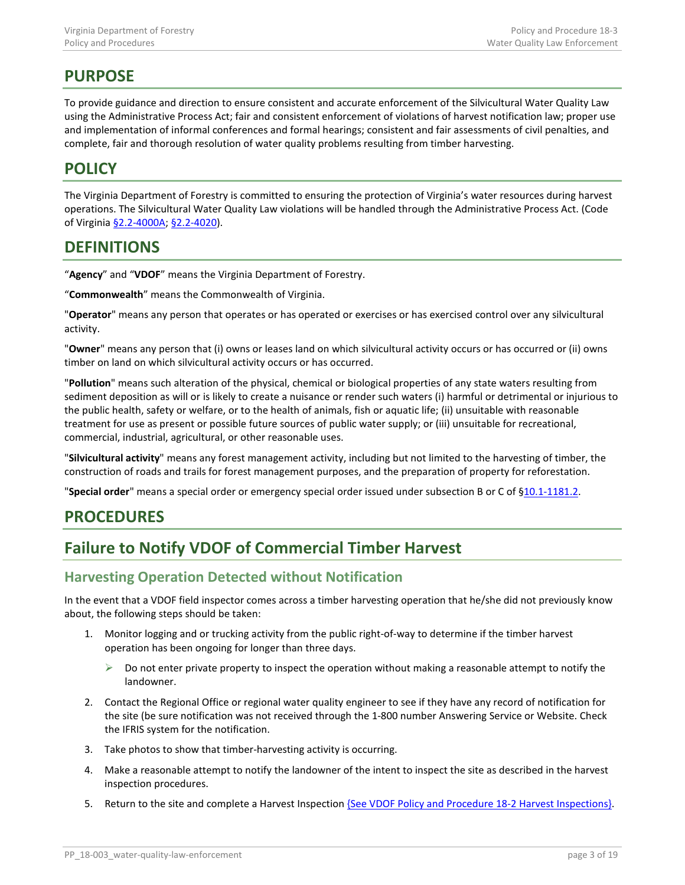## PURPOSE

To provide guidance and direction to ensure consistent and accurate enforcement of the Silvicultural Water Quality Law using the Administrative Process Act; fair and consistent enforcement of violations of harvest notification law; proper use and implementation of informal conferences and formal hearings; consistent and fair assessments of civil penalties, and complete, fair and thorough resolution of water quality problems resulting from timber harvesting.

## POLICY

The Virginia Department of Forestry is committed to ensuring the protection of Virginia's water resources during harvest operations. The Silvicultural Water Quality Law violations will be handled through the Administrative Process Act. (Code of Virginia §2.2-4000A; §2.2-4020).

## DEFINITIONS

"**Agency**" and "**VDOF**" means the Virginia Department of Forestry.

"**Commonwealth**" means the Commonwealth of Virginia.

"**Operator**" means any person that operates or has operated or exercises or has exercised control over any silvicultural activity.

"**Owner**" means any person that (i) owns or leases land on which silvicultural activity occurs or has occurred or (ii) owns timber on land on which silvicultural activity occurs or has occurred.

"**Pollution**" means such alteration of the physical, chemical or biological properties of any state waters resulting from sediment deposition as will or is likely to create a nuisance or render such waters (i) harmful or detrimental or injurious to the public health, safety or welfare, or to the health of animals, fish or aquatic life; (ii) unsuitable with reasonable treatment for use as present or possible future sources of public water supply; or (iii) unsuitable for recreational, commercial, industrial, agricultural, or other reasonable uses.

"**Silvicultural activity**" means any forest management activity, including but not limited to the harvesting of timber, the construction of roads and trails for forest management purposes, and the preparation of property for reforestation.

"**Special order**" means a special order or emergency special order issued under subsection B or C of §10.1-1181.2.

## PROCEDURES

## Failure to Notify VDOF of Commercial Timber Harvest

### Harvesting Operation Detected without Notification

In the event that a VDOF field inspector comes across a timber harvesting operation that he/she did not previously know about, the following steps should be taken:

1. Monitor logging and or trucking activity from the public right-of-way to determine if the timber harvest operation has been ongoing for longer than three days.
   - Do not enter private property to inspect the operation without making a reasonable attempt to notify the landowner.
2. Contact the Regional Office or regional water quality engineer to see if they have any record of notification for the site (be sure notification was not received through the 1-800 number Answering Service or Website. Check the IFRIS system for the notification.
3. Take photos to show that timber-harvesting activity is occurring.
4. Make a reasonable attempt to notify the landowner of the intent to inspect the site as described in the harvest inspection procedures.
5. Return to the site and complete a Harvest Inspection {See VDOF Policy and Procedure 18-2 Harvest Inspections}.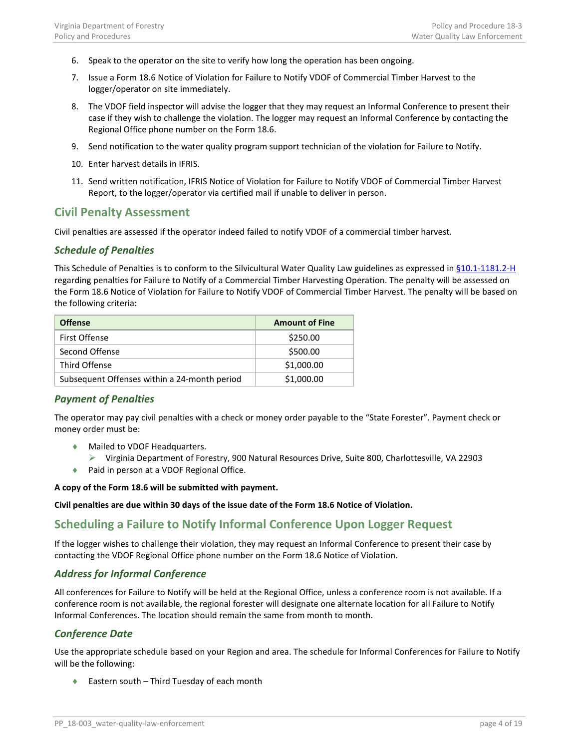6. Speak to the operator on the site to verify how long the operation has been ongoing.
7. Issue a Form 18.6 Notice of Violation for Failure to Notify VDOF of Commercial Timber Harvest to the logger/operator on site immediately.
8. The VDOF field inspector will advise the logger that they may request an Informal Conference to present their case if they wish to challenge the violation. The logger may request an Informal Conference by contacting the Regional Office phone number on the Form 18.6.
9. Send notification to the water quality program support technician of the violation for Failure to Notify.
10. Enter harvest details in IFRIS.
11. Send written notification, IFRIS Notice of Violation for Failure to Notify VDOF of Commercial Timber Harvest Report, to the logger/operator via certified mail if unable to deliver in person.

## Civil Penalty Assessment

Civil penalties are assessed if the operator indeed failed to notify VDOF of a commercial timber harvest.

### *Schedule of Penalties*

This Schedule of Penalties is to conform to the Silvicultural Water Quality Law guidelines as expressed in §10.1-1181.2-H regarding penalties for Failure to Notify of a Commercial Timber Harvesting Operation. The penalty will be assessed on the Form 18.6 Notice of Violation for Failure to Notify VDOF of Commercial Timber Harvest. The penalty will be based on the following criteria:

| Offense | Amount of Fine |
|---|---|
| First Offense | $250.00 |
| Second Offense | $500.00 |
| Third Offense | $1,000.00 |
| Subsequent Offenses within a 24-month period | $1,000.00 |

### *Payment of Penalties*

The operator may pay civil penalties with a check or money order payable to the "State Forester". Payment check or money order must be:

- Mailed to VDOF Headquarters.
  - Virginia Department of Forestry, 900 Natural Resources Drive, Suite 800, Charlottesville, VA 22903
- Paid in person at a VDOF Regional Office.

**A copy of the Form 18.6 will be submitted with payment.**

**Civil penalties are due within 30 days of the issue date of the Form 18.6 Notice of Violation.**

## Scheduling a Failure to Notify Informal Conference Upon Logger Request

If the logger wishes to challenge their violation, they may request an Informal Conference to present their case by contacting the VDOF Regional Office phone number on the Form 18.6 Notice of Violation.

### *Address for Informal Conference*

All conferences for Failure to Notify will be held at the Regional Office, unless a conference room is not available. If a conference room is not available, the regional forester will designate one alternate location for all Failure to Notify Informal Conferences. The location should remain the same from month to month.

### *Conference Date*

Use the appropriate schedule based on your Region and area. The schedule for Informal Conferences for Failure to Notify will be the following:

- Eastern south – Third Tuesday of each month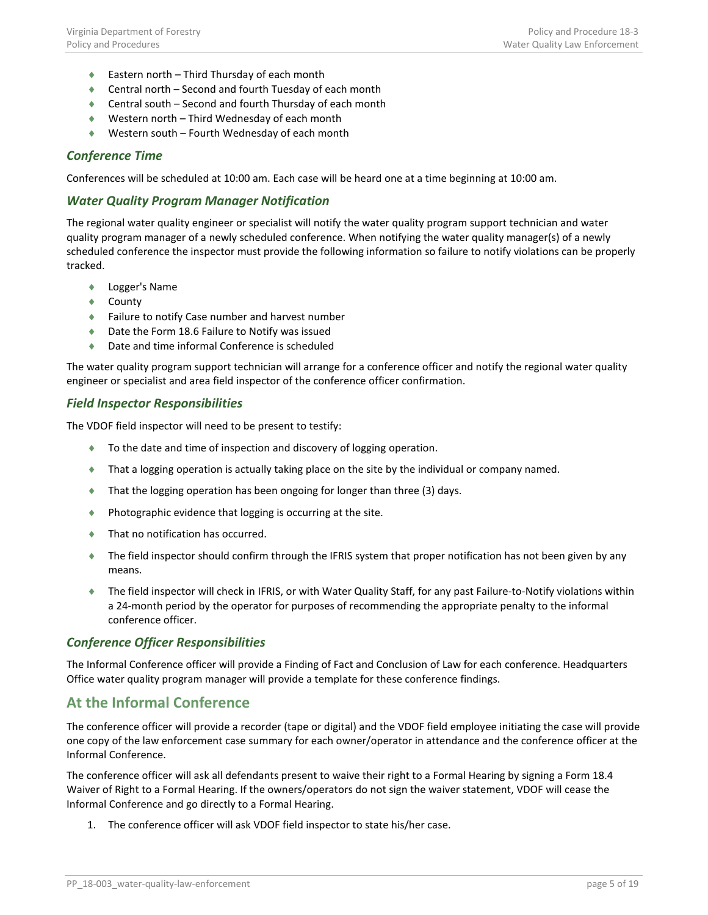- Eastern north – Third Thursday of each month
- Central north – Second and fourth Tuesday of each month
- Central south – Second and fourth Thursday of each month
- Western north – Third Wednesday of each month
- Western south – Fourth Wednesday of each month

### *Conference Time*

Conferences will be scheduled at 10:00 am. Each case will be heard one at a time beginning at 10:00 am.

### *Water Quality Program Manager Notification*

The regional water quality engineer or specialist will notify the water quality program support technician and water quality program manager of a newly scheduled conference. When notifying the water quality manager(s) of a newly scheduled conference the inspector must provide the following information so failure to notify violations can be properly tracked.

- Logger's Name
- County
- Failure to notify Case number and harvest number
- Date the Form 18.6 Failure to Notify was issued
- Date and time informal Conference is scheduled

The water quality program support technician will arrange for a conference officer and notify the regional water quality engineer or specialist and area field inspector of the conference officer confirmation.

### *Field Inspector Responsibilities*

The VDOF field inspector will need to be present to testify:

- To the date and time of inspection and discovery of logging operation.
- That a logging operation is actually taking place on the site by the individual or company named.
- That the logging operation has been ongoing for longer than three (3) days.
- Photographic evidence that logging is occurring at the site.
- That no notification has occurred.
- The field inspector should confirm through the IFRIS system that proper notification has not been given by any means.
- The field inspector will check in IFRIS, or with Water Quality Staff, for any past Failure-to-Notify violations within a 24-month period by the operator for purposes of recommending the appropriate penalty to the informal conference officer.

### *Conference Officer Responsibilities*

The Informal Conference officer will provide a Finding of Fact and Conclusion of Law for each conference. Headquarters Office water quality program manager will provide a template for these conference findings.

## At the Informal Conference

The conference officer will provide a recorder (tape or digital) and the VDOF field employee initiating the case will provide one copy of the law enforcement case summary for each owner/operator in attendance and the conference officer at the Informal Conference.

The conference officer will ask all defendants present to waive their right to a Formal Hearing by signing a Form 18.4 Waiver of Right to a Formal Hearing. If the owners/operators do not sign the waiver statement, VDOF will cease the Informal Conference and go directly to a Formal Hearing.

1. The conference officer will ask VDOF field inspector to state his/her case.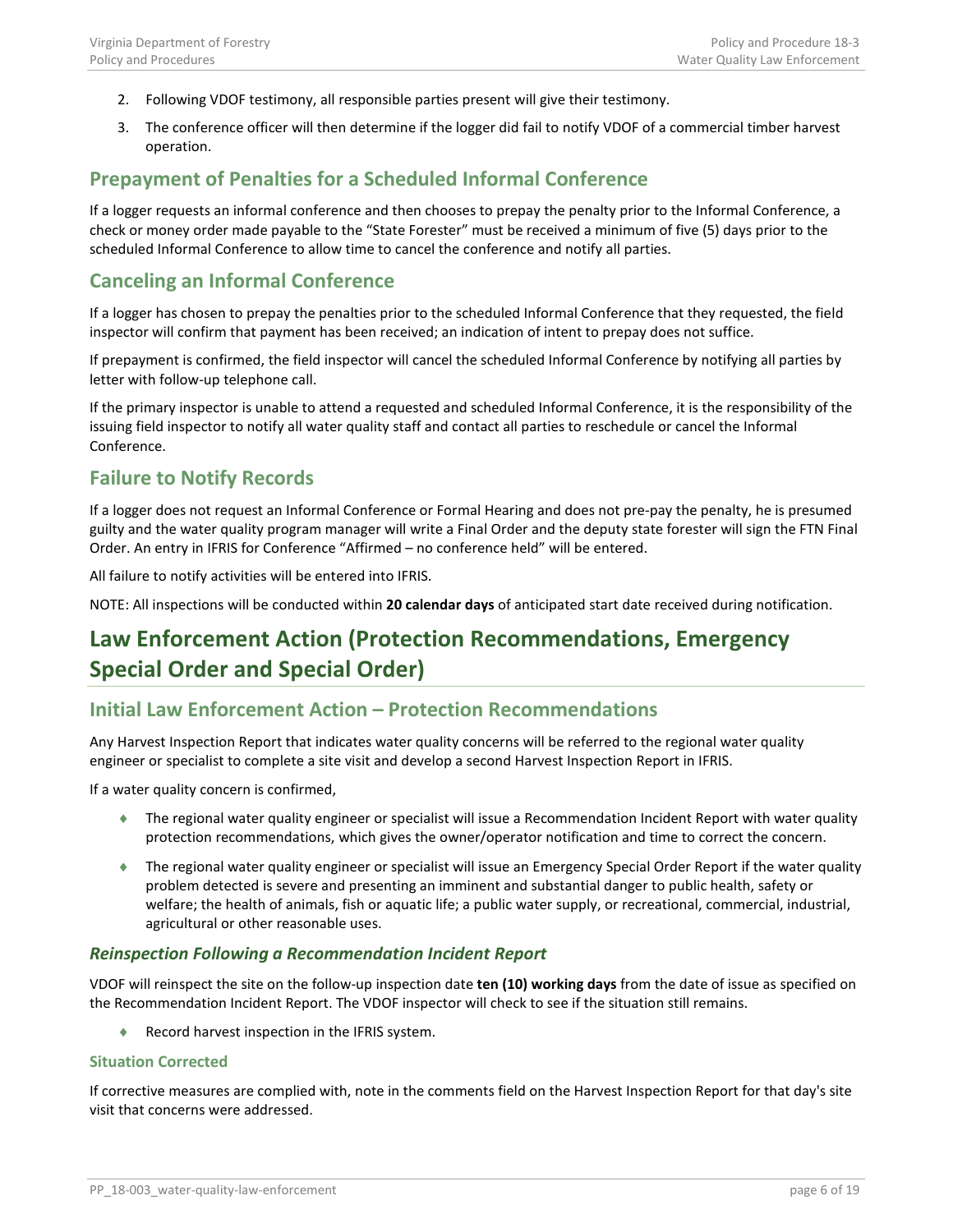2. Following VDOF testimony, all responsible parties present will give their testimony.
3. The conference officer will then determine if the logger did fail to notify VDOF of a commercial timber harvest operation.

## Prepayment of Penalties for a Scheduled Informal Conference

If a logger requests an informal conference and then chooses to prepay the penalty prior to the Informal Conference, a check or money order made payable to the "State Forester" must be received a minimum of five (5) days prior to the scheduled Informal Conference to allow time to cancel the conference and notify all parties.

## Canceling an Informal Conference

If a logger has chosen to prepay the penalties prior to the scheduled Informal Conference that they requested, the field inspector will confirm that payment has been received; an indication of intent to prepay does not suffice.

If prepayment is confirmed, the field inspector will cancel the scheduled Informal Conference by notifying all parties by letter with follow-up telephone call.

If the primary inspector is unable to attend a requested and scheduled Informal Conference, it is the responsibility of the issuing field inspector to notify all water quality staff and contact all parties to reschedule or cancel the Informal Conference.

## Failure to Notify Records

If a logger does not request an Informal Conference or Formal Hearing and does not pre-pay the penalty, he is presumed guilty and the water quality program manager will write a Final Order and the deputy state forester will sign the FTN Final Order. An entry in IFRIS for Conference "Affirmed – no conference held" will be entered.

All failure to notify activities will be entered into IFRIS.

NOTE: All inspections will be conducted within **20 calendar days** of anticipated start date received during notification.

# Law Enforcement Action (Protection Recommendations, Emergency Special Order and Special Order)

## Initial Law Enforcement Action – Protection Recommendations

Any Harvest Inspection Report that indicates water quality concerns will be referred to the regional water quality engineer or specialist to complete a site visit and develop a second Harvest Inspection Report in IFRIS.

If a water quality concern is confirmed,

- The regional water quality engineer or specialist will issue a Recommendation Incident Report with water quality protection recommendations, which gives the owner/operator notification and time to correct the concern.
- The regional water quality engineer or specialist will issue an Emergency Special Order Report if the water quality problem detected is severe and presenting an imminent and substantial danger to public health, safety or welfare; the health of animals, fish or aquatic life; a public water supply, or recreational, commercial, industrial, agricultural or other reasonable uses.

### *Reinspection Following a Recommendation Incident Report*

VDOF will reinspect the site on the follow-up inspection date **ten (10) working days** from the date of issue as specified on the Recommendation Incident Report. The VDOF inspector will check to see if the situation still remains.

- Record harvest inspection in the IFRIS system.

#### Situation Corrected

If corrective measures are complied with, note in the comments field on the Harvest Inspection Report for that day's site visit that concerns were addressed.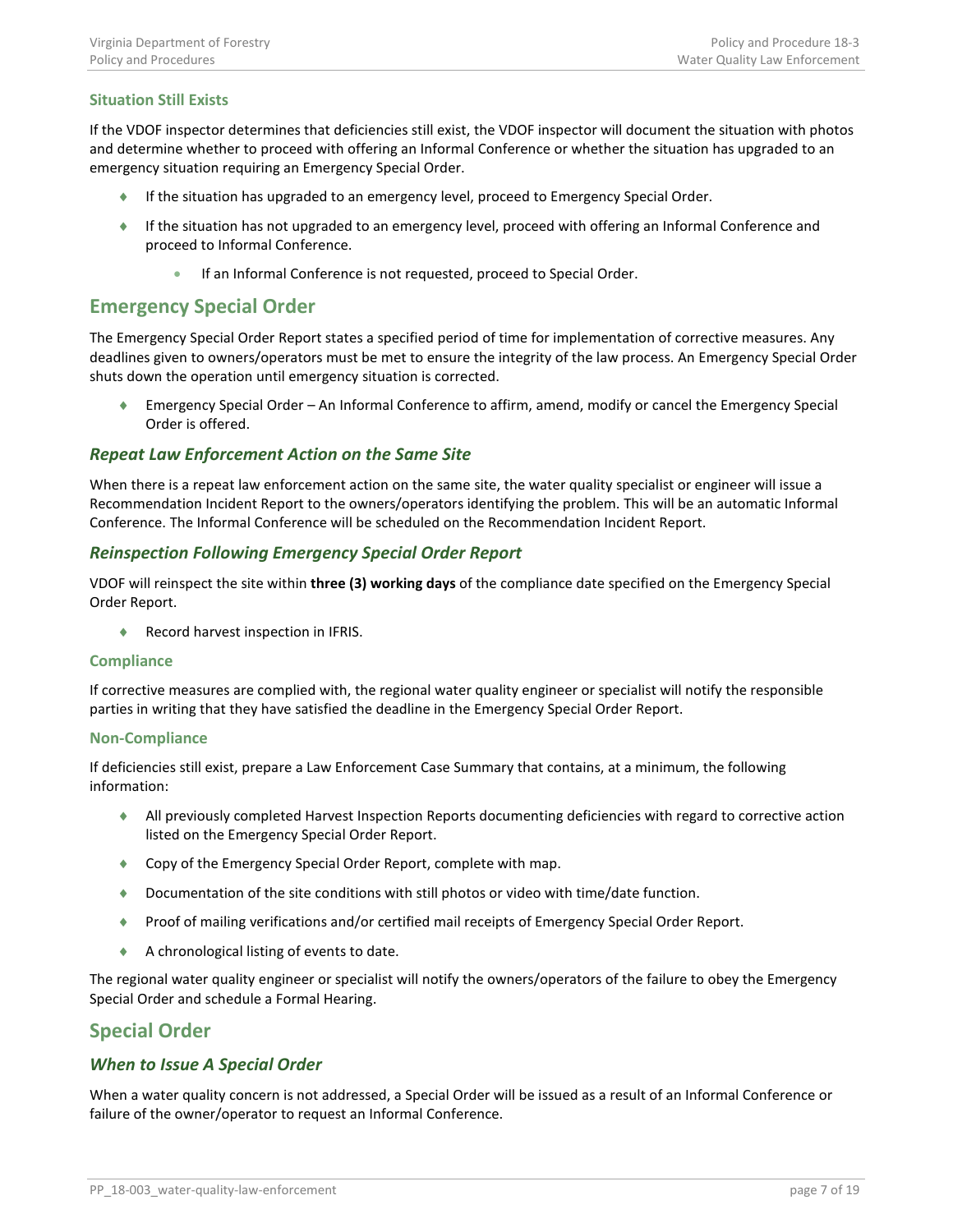### Situation Still Exists

If the VDOF inspector determines that deficiencies still exist, the VDOF inspector will document the situation with photos and determine whether to proceed with offering an Informal Conference or whether the situation has upgraded to an emergency situation requiring an Emergency Special Order.

- If the situation has upgraded to an emergency level, proceed to Emergency Special Order.
- If the situation has not upgraded to an emergency level, proceed with offering an Informal Conference and proceed to Informal Conference.
    - If an Informal Conference is not requested, proceed to Special Order.

# Emergency Special Order

The Emergency Special Order Report states a specified period of time for implementation of corrective measures. Any deadlines given to owners/operators must be met to ensure the integrity of the law process. An Emergency Special Order shuts down the operation until emergency situation is corrected.

- Emergency Special Order – An Informal Conference to affirm, amend, modify or cancel the Emergency Special Order is offered.

## *Repeat Law Enforcement Action on the Same Site*

When there is a repeat law enforcement action on the same site, the water quality specialist or engineer will issue a Recommendation Incident Report to the owners/operators identifying the problem. This will be an automatic Informal Conference. The Informal Conference will be scheduled on the Recommendation Incident Report.

## *Reinspection Following Emergency Special Order Report*

VDOF will reinspect the site within **three (3) working days** of the compliance date specified on the Emergency Special Order Report.

- Record harvest inspection in IFRIS.

### Compliance

If corrective measures are complied with, the regional water quality engineer or specialist will notify the responsible parties in writing that they have satisfied the deadline in the Emergency Special Order Report.

### Non-Compliance

If deficiencies still exist, prepare a Law Enforcement Case Summary that contains, at a minimum, the following information:

- All previously completed Harvest Inspection Reports documenting deficiencies with regard to corrective action listed on the Emergency Special Order Report.
- Copy of the Emergency Special Order Report, complete with map.
- Documentation of the site conditions with still photos or video with time/date function.
- Proof of mailing verifications and/or certified mail receipts of Emergency Special Order Report.
- A chronological listing of events to date.

The regional water quality engineer or specialist will notify the owners/operators of the failure to obey the Emergency Special Order and schedule a Formal Hearing.

# Special Order

## *When to Issue A Special Order*

When a water quality concern is not addressed, a Special Order will be issued as a result of an Informal Conference or failure of the owner/operator to request an Informal Conference.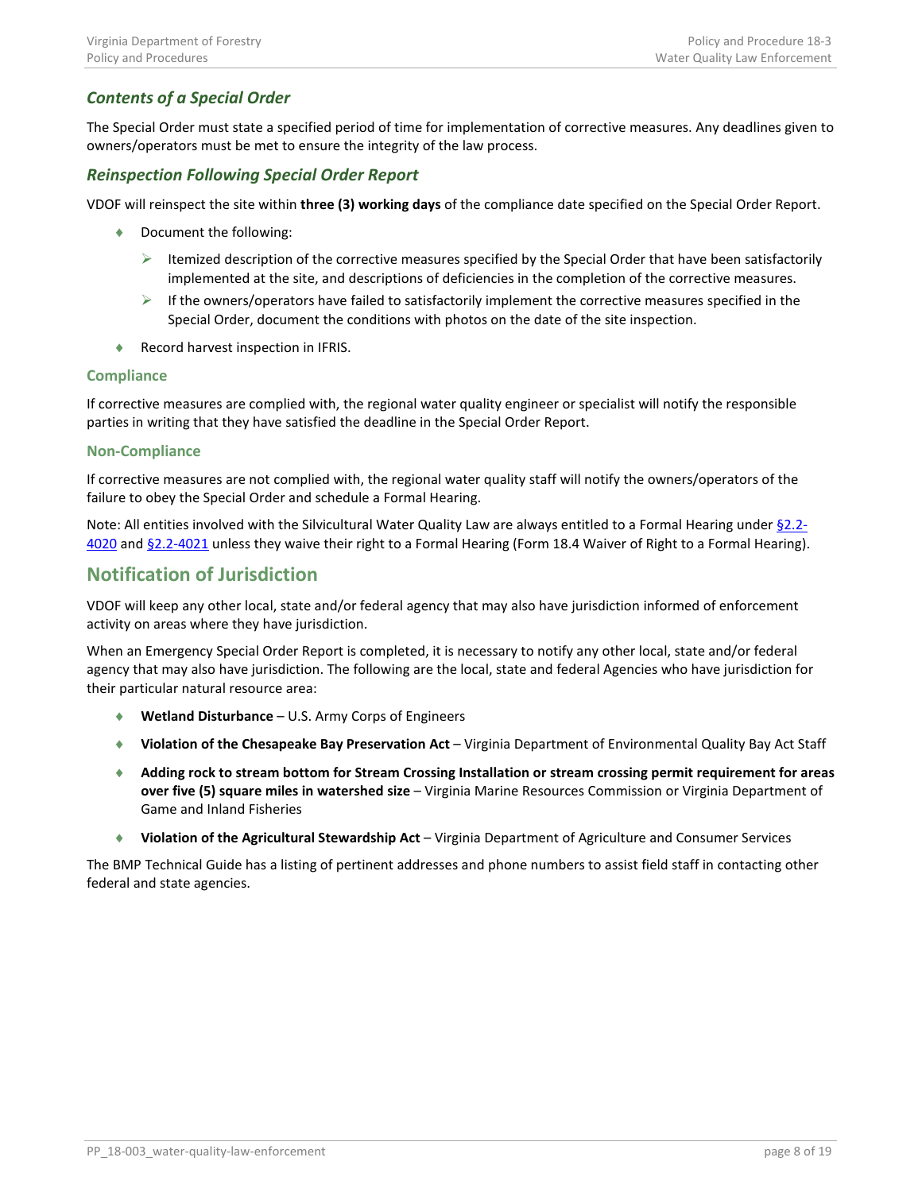### *Contents of a Special Order*

The Special Order must state a specified period of time for implementation of corrective measures. Any deadlines given to owners/operators must be met to ensure the integrity of the law process.

### *Reinspection Following Special Order Report*

VDOF will reinspect the site within **three (3) working days** of the compliance date specified on the Special Order Report.

- Document the following:
  - Itemized description of the corrective measures specified by the Special Order that have been satisfactorily implemented at the site, and descriptions of deficiencies in the completion of the corrective measures.
  - If the owners/operators have failed to satisfactorily implement the corrective measures specified in the Special Order, document the conditions with photos on the date of the site inspection.
- Record harvest inspection in IFRIS.

#### Compliance

If corrective measures are complied with, the regional water quality engineer or specialist will notify the responsible parties in writing that they have satisfied the deadline in the Special Order Report.

#### Non-Compliance

If corrective measures are not complied with, the regional water quality staff will notify the owners/operators of the failure to obey the Special Order and schedule a Formal Hearing.

Note: All entities involved with the Silvicultural Water Quality Law are always entitled to a Formal Hearing under §2.2-4020 and §2.2-4021 unless they waive their right to a Formal Hearing (Form 18.4 Waiver of Right to a Formal Hearing).

## Notification of Jurisdiction

VDOF will keep any other local, state and/or federal agency that may also have jurisdiction informed of enforcement activity on areas where they have jurisdiction.

When an Emergency Special Order Report is completed, it is necessary to notify any other local, state and/or federal agency that may also have jurisdiction. The following are the local, state and federal Agencies who have jurisdiction for their particular natural resource area:

- **Wetland Disturbance** – U.S. Army Corps of Engineers
- **Violation of the Chesapeake Bay Preservation Act** – Virginia Department of Environmental Quality Bay Act Staff
- **Adding rock to stream bottom for Stream Crossing Installation or stream crossing permit requirement for areas over five (5) square miles in watershed size** – Virginia Marine Resources Commission or Virginia Department of Game and Inland Fisheries
- **Violation of the Agricultural Stewardship Act** – Virginia Department of Agriculture and Consumer Services

The BMP Technical Guide has a listing of pertinent addresses and phone numbers to assist field staff in contacting other federal and state agencies.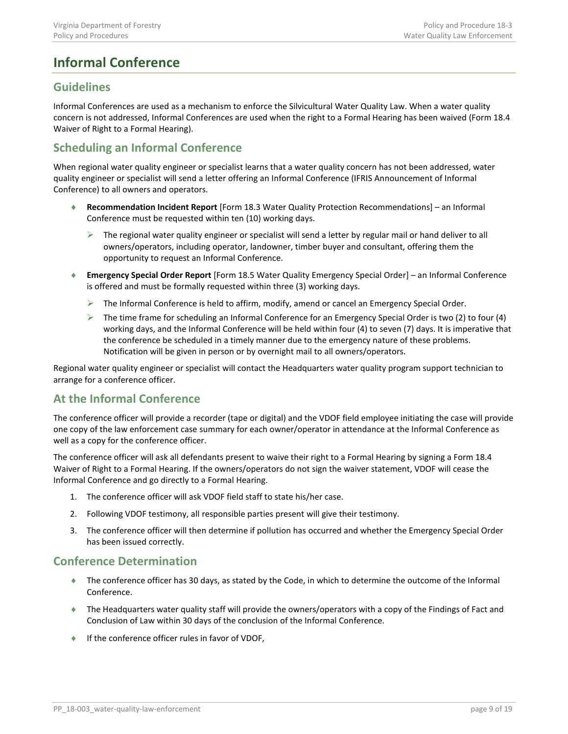# Informal Conference

## Guidelines

Informal Conferences are used as a mechanism to enforce the Silvicultural Water Quality Law. When a water quality concern is not addressed, Informal Conferences are used when the right to a Formal Hearing has been waived (Form 18.4 Waiver of Right to a Formal Hearing).

## Scheduling an Informal Conference

When regional water quality engineer or specialist learns that a water quality concern has not been addressed, water quality engineer or specialist will send a letter offering an Informal Conference (IFRIS Announcement of Informal Conference) to all owners and operators.

- **Recommendation Incident Report** [Form 18.3 Water Quality Protection Recommendations] – an Informal Conference must be requested within ten (10) working days.
  - The regional water quality engineer or specialist will send a letter by regular mail or hand deliver to all owners/operators, including operator, landowner, timber buyer and consultant, offering them the opportunity to request an Informal Conference.
- **Emergency Special Order Report** [Form 18.5 Water Quality Emergency Special Order] – an Informal Conference is offered and must be formally requested within three (3) working days.
  - The Informal Conference is held to affirm, modify, amend or cancel an Emergency Special Order.
  - The time frame for scheduling an Informal Conference for an Emergency Special Order is two (2) to four (4) working days, and the Informal Conference will be held within four (4) to seven (7) days. It is imperative that the conference be scheduled in a timely manner due to the emergency nature of these problems. Notification will be given in person or by overnight mail to all owners/operators.

Regional water quality engineer or specialist will contact the Headquarters water quality program support technician to arrange for a conference officer.

## At the Informal Conference

The conference officer will provide a recorder (tape or digital) and the VDOF field employee initiating the case will provide one copy of the law enforcement case summary for each owner/operator in attendance at the Informal Conference as well as a copy for the conference officer.

The conference officer will ask all defendants present to waive their right to a Formal Hearing by signing a Form 18.4 Waiver of Right to a Formal Hearing. If the owners/operators do not sign the waiver statement, VDOF will cease the Informal Conference and go directly to a Formal Hearing.

1. The conference officer will ask VDOF field staff to state his/her case.
2. Following VDOF testimony, all responsible parties present will give their testimony.
3. The conference officer will then determine if pollution has occurred and whether the Emergency Special Order has been issued correctly.

## Conference Determination

- The conference officer has 30 days, as stated by the Code, in which to determine the outcome of the Informal Conference.
- The Headquarters water quality staff will provide the owners/operators with a copy of the Findings of Fact and Conclusion of Law within 30 days of the conclusion of the Informal Conference.
- If the conference officer rules in favor of VDOF,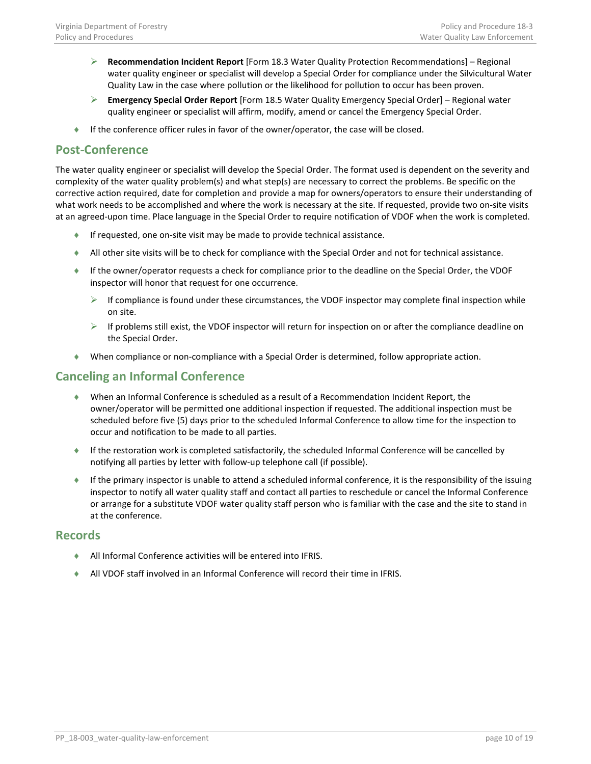- **Recommendation Incident Report** [Form 18.3 Water Quality Protection Recommendations] – Regional water quality engineer or specialist will develop a Special Order for compliance under the Silvicultural Water Quality Law in the case where pollution or the likelihood for pollution to occur has been proven.
  - **Emergency Special Order Report** [Form 18.5 Water Quality Emergency Special Order] – Regional water quality engineer or specialist will affirm, modify, amend or cancel the Emergency Special Order.
- If the conference officer rules in favor of the owner/operator, the case will be closed.

## Post-Conference

The water quality engineer or specialist will develop the Special Order. The format used is dependent on the severity and complexity of the water quality problem(s) and what step(s) are necessary to correct the problems. Be specific on the corrective action required, date for completion and provide a map for owners/operators to ensure their understanding of what work needs to be accomplished and where the work is necessary at the site. If requested, provide two on-site visits at an agreed-upon time. Place language in the Special Order to require notification of VDOF when the work is completed.

- If requested, one on-site visit may be made to provide technical assistance.
- All other site visits will be to check for compliance with the Special Order and not for technical assistance.
- If the owner/operator requests a check for compliance prior to the deadline on the Special Order, the VDOF inspector will honor that request for one occurrence.
  - If compliance is found under these circumstances, the VDOF inspector may complete final inspection while on site.
  - If problems still exist, the VDOF inspector will return for inspection on or after the compliance deadline on the Special Order.
- When compliance or non-compliance with a Special Order is determined, follow appropriate action.

## Canceling an Informal Conference

- When an Informal Conference is scheduled as a result of a Recommendation Incident Report, the owner/operator will be permitted one additional inspection if requested. The additional inspection must be scheduled before five (5) days prior to the scheduled Informal Conference to allow time for the inspection to occur and notification to be made to all parties.
- If the restoration work is completed satisfactorily, the scheduled Informal Conference will be cancelled by notifying all parties by letter with follow-up telephone call (if possible).
- If the primary inspector is unable to attend a scheduled informal conference, it is the responsibility of the issuing inspector to notify all water quality staff and contact all parties to reschedule or cancel the Informal Conference or arrange for a substitute VDOF water quality staff person who is familiar with the case and the site to stand in at the conference.

## Records

- All Informal Conference activities will be entered into IFRIS.
- All VDOF staff involved in an Informal Conference will record their time in IFRIS.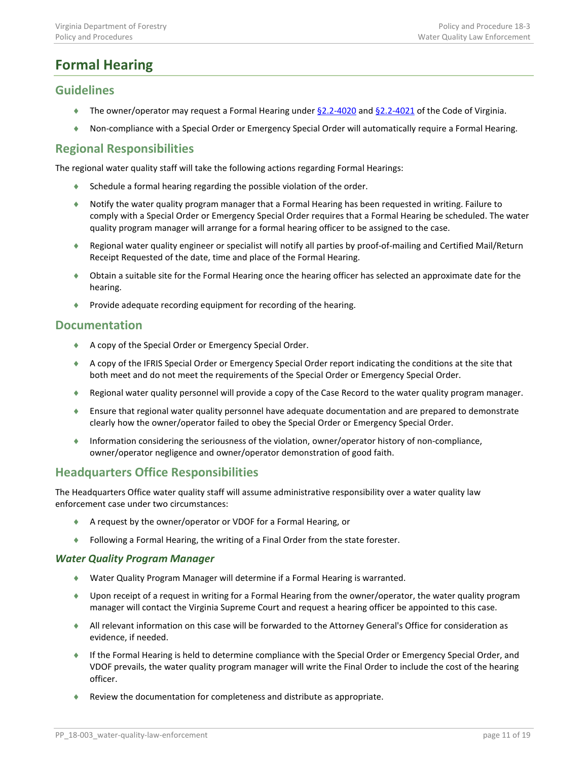# Formal Hearing

## Guidelines

- The owner/operator may request a Formal Hearing under [§2.2-4020]() and [§2.2-4021]() of the Code of Virginia.
- Non-compliance with a Special Order or Emergency Special Order will automatically require a Formal Hearing.

## Regional Responsibilities

The regional water quality staff will take the following actions regarding Formal Hearings:

- Schedule a formal hearing regarding the possible violation of the order.
- Notify the water quality program manager that a Formal Hearing has been requested in writing. Failure to comply with a Special Order or Emergency Special Order requires that a Formal Hearing be scheduled. The water quality program manager will arrange for a formal hearing officer to be assigned to the case.
- Regional water quality engineer or specialist will notify all parties by proof-of-mailing and Certified Mail/Return Receipt Requested of the date, time and place of the Formal Hearing.
- Obtain a suitable site for the Formal Hearing once the hearing officer has selected an approximate date for the hearing.
- Provide adequate recording equipment for recording of the hearing.

## Documentation

- A copy of the Special Order or Emergency Special Order.
- A copy of the IFRIS Special Order or Emergency Special Order report indicating the conditions at the site that both meet and do not meet the requirements of the Special Order or Emergency Special Order.
- Regional water quality personnel will provide a copy of the Case Record to the water quality program manager.
- Ensure that regional water quality personnel have adequate documentation and are prepared to demonstrate clearly how the owner/operator failed to obey the Special Order or Emergency Special Order.
- Information considering the seriousness of the violation, owner/operator history of non-compliance, owner/operator negligence and owner/operator demonstration of good faith.

## Headquarters Office Responsibilities

The Headquarters Office water quality staff will assume administrative responsibility over a water quality law enforcement case under two circumstances:

- A request by the owner/operator or VDOF for a Formal Hearing, or
- Following a Formal Hearing, the writing of a Final Order from the state forester.

### *Water Quality Program Manager*

- Water Quality Program Manager will determine if a Formal Hearing is warranted.
- Upon receipt of a request in writing for a Formal Hearing from the owner/operator, the water quality program manager will contact the Virginia Supreme Court and request a hearing officer be appointed to this case.
- All relevant information on this case will be forwarded to the Attorney General's Office for consideration as evidence, if needed.
- If the Formal Hearing is held to determine compliance with the Special Order or Emergency Special Order, and VDOF prevails, the water quality program manager will write the Final Order to include the cost of the hearing officer.
- Review the documentation for completeness and distribute as appropriate.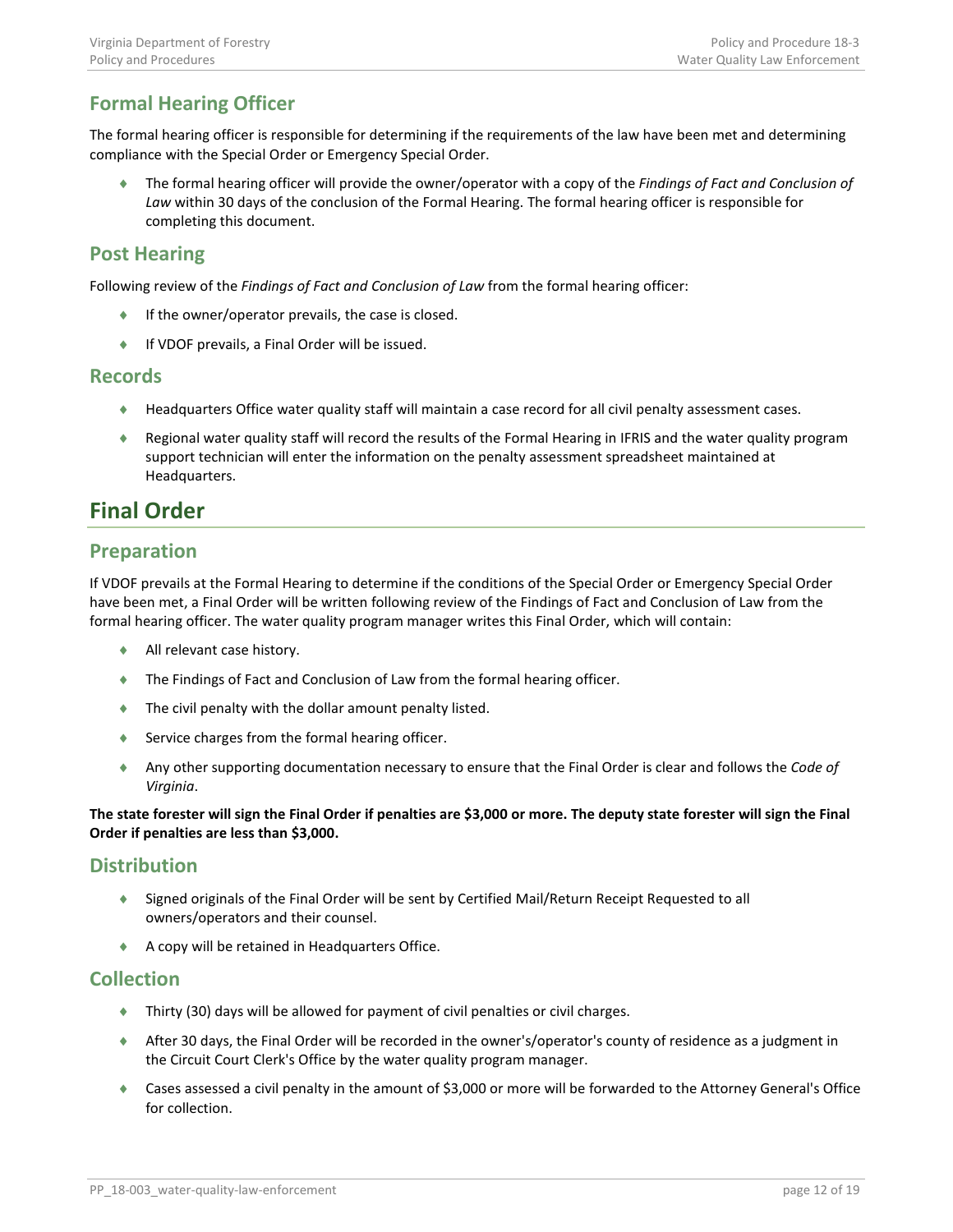## Formal Hearing Officer

The formal hearing officer is responsible for determining if the requirements of the law have been met and determining compliance with the Special Order or Emergency Special Order.

- The formal hearing officer will provide the owner/operator with a copy of the *Findings of Fact and Conclusion of Law* within 30 days of the conclusion of the Formal Hearing. The formal hearing officer is responsible for completing this document.

## Post Hearing

Following review of the *Findings of Fact and Conclusion of Law* from the formal hearing officer:

- If the owner/operator prevails, the case is closed.
- If VDOF prevails, a Final Order will be issued.

## Records

- Headquarters Office water quality staff will maintain a case record for all civil penalty assessment cases.
- Regional water quality staff will record the results of the Formal Hearing in IFRIS and the water quality program support technician will enter the information on the penalty assessment spreadsheet maintained at Headquarters.

# Final Order

## Preparation

If VDOF prevails at the Formal Hearing to determine if the conditions of the Special Order or Emergency Special Order have been met, a Final Order will be written following review of the Findings of Fact and Conclusion of Law from the formal hearing officer. The water quality program manager writes this Final Order, which will contain:

- All relevant case history.
- The Findings of Fact and Conclusion of Law from the formal hearing officer.
- The civil penalty with the dollar amount penalty listed.
- Service charges from the formal hearing officer.
- Any other supporting documentation necessary to ensure that the Final Order is clear and follows the *Code of Virginia*.

**The state forester will sign the Final Order if penalties are $3,000 or more. The deputy state forester will sign the Final Order if penalties are less than $3,000.**

## Distribution

- Signed originals of the Final Order will be sent by Certified Mail/Return Receipt Requested to all owners/operators and their counsel.
- A copy will be retained in Headquarters Office.

## Collection

- Thirty (30) days will be allowed for payment of civil penalties or civil charges.
- After 30 days, the Final Order will be recorded in the owner's/operator's county of residence as a judgment in the Circuit Court Clerk's Office by the water quality program manager.
- Cases assessed a civil penalty in the amount of $3,000 or more will be forwarded to the Attorney General's Office for collection.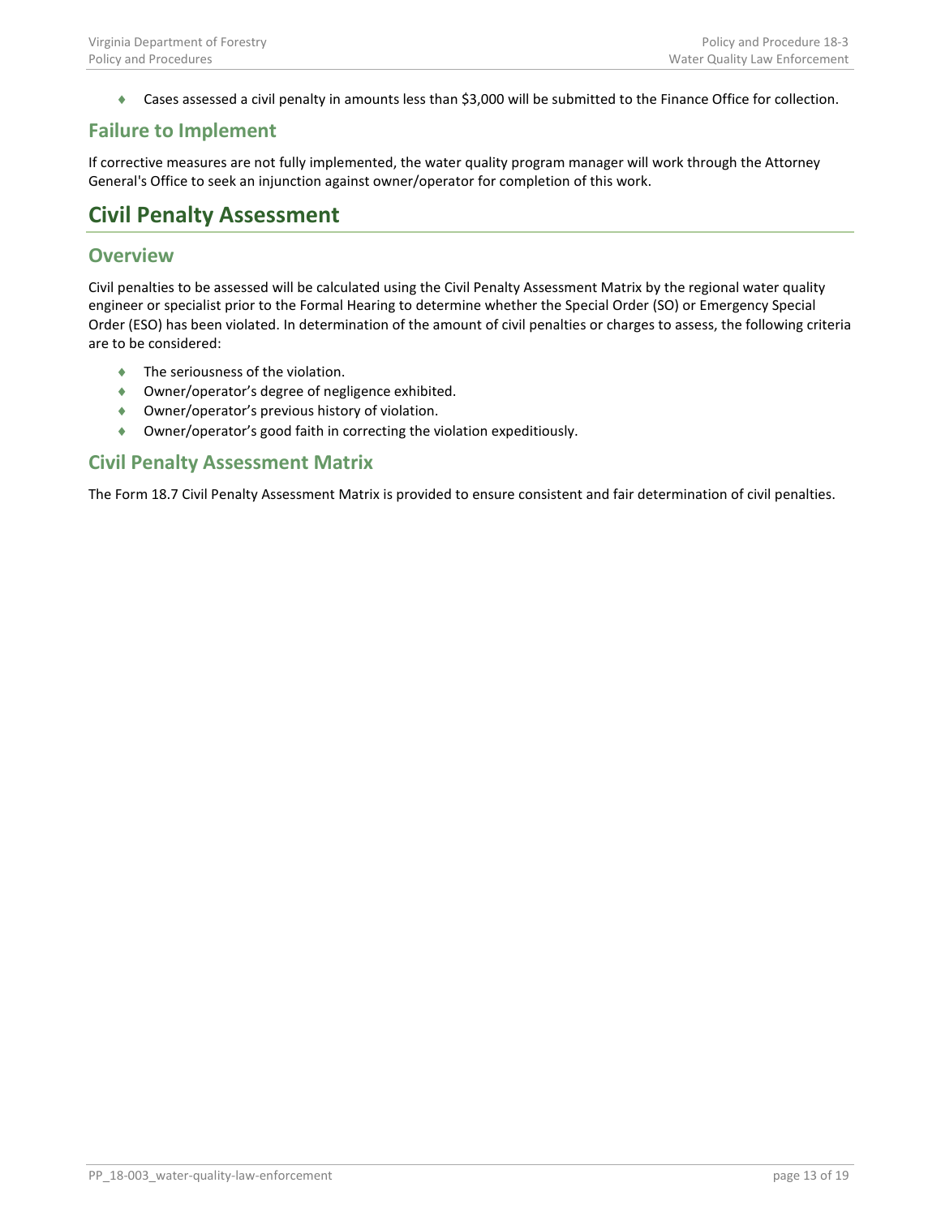- Cases assessed a civil penalty in amounts less than $3,000 will be submitted to the Finance Office for collection.

### Failure to Implement

If corrective measures are not fully implemented, the water quality program manager will work through the Attorney General's Office to seek an injunction against owner/operator for completion of this work.

## Civil Penalty Assessment

### Overview

Civil penalties to be assessed will be calculated using the Civil Penalty Assessment Matrix by the regional water quality engineer or specialist prior to the Formal Hearing to determine whether the Special Order (SO) or Emergency Special Order (ESO) has been violated. In determination of the amount of civil penalties or charges to assess, the following criteria are to be considered:

- The seriousness of the violation.
- Owner/operator's degree of negligence exhibited.
- Owner/operator's previous history of violation.
- Owner/operator's good faith in correcting the violation expeditiously.

### Civil Penalty Assessment Matrix

The Form 18.7 Civil Penalty Assessment Matrix is provided to ensure consistent and fair determination of civil penalties.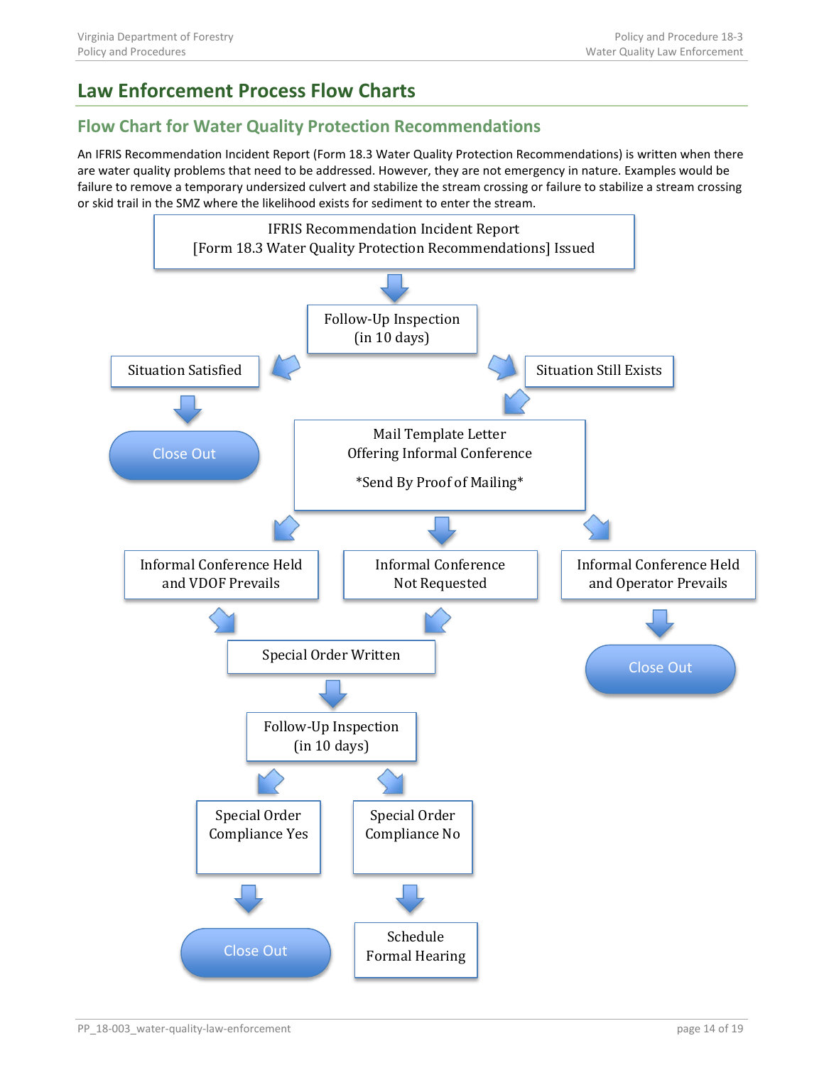# Law Enforcement Process Flow Charts

## Flow Chart for Water Quality Protection Recommendations

An IFRIS Recommendation Incident Report (Form 18.3 Water Quality Protection Recommendations) is written when there are water quality problems that need to be addressed. However, they are not emergency in nature. Examples would be failure to remove a temporary undersized culvert and stabilize the stream crossing or failure to stabilize a stream crossing or skid trail in the SMZ where the likelihood exists for sediment to enter the stream.

IFRIS Recommendation Incident Report
[Form 18.3 Water Quality Protection Recommendations] Issued

Follow-Up Inspection
(in 10 days)

Situation Satisfied

Close Out

Situation Still Exists

Mail Template Letter
Offering Informal Conference

*Send By Proof of Mailing*

Informal Conference Held and VDOF Prevails

Informal Conference Not Requested

Informal Conference Held and Operator Prevails

Close Out

Special Order Written

Follow-Up Inspection
(in 10 days)

Special Order Compliance Yes

Close Out

Special Order Compliance No

Schedule Formal Hearing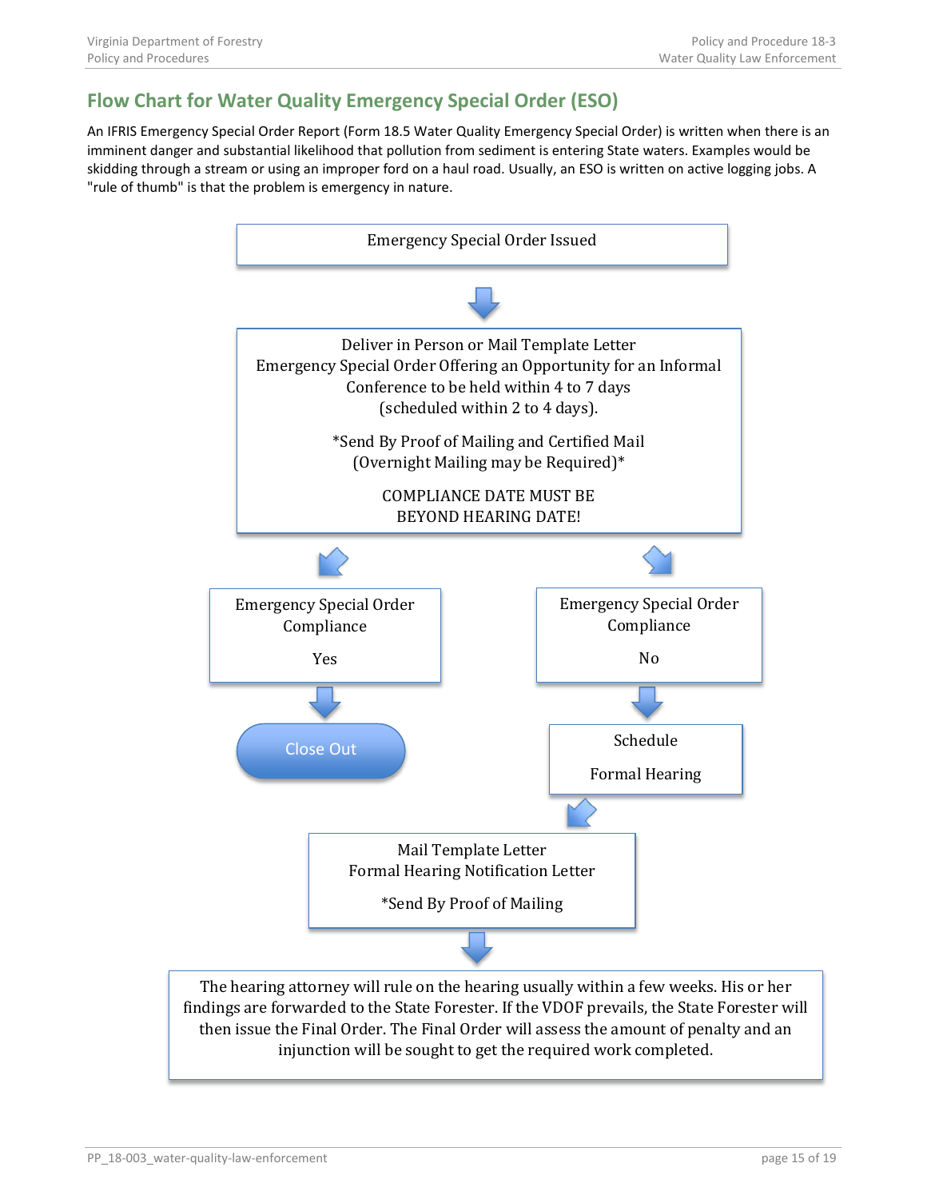## Flow Chart for Water Quality Emergency Special Order (ESO)

An IFRIS Emergency Special Order Report (Form 18.5 Water Quality Emergency Special Order) is written when there is an imminent danger and substantial likelihood that pollution from sediment is entering State waters. Examples would be skidding through a stream or using an improper ford on a haul road. Usually, an ESO is written on active logging jobs. A "rule of thumb" is that the problem is emergency in nature.

Emergency Special Order Issued

↓

Deliver in Person or Mail Template Letter
Emergency Special Order Offering an Opportunity for an Informal Conference to be held within 4 to 7 days
(scheduled within 2 to 4 days).

*Send By Proof of Mailing and Certified Mail
(Overnight Mailing may be Required)*

COMPLIANCE DATE MUST BE
BEYOND HEARING DATE!

↙ ↘

**Emergency Special Order Compliance — Yes**

↓

Close Out

**Emergency Special Order Compliance — No**

↓

Schedule

Formal Hearing

↓

Mail Template Letter
Formal Hearing Notification Letter

*Send By Proof of Mailing

↓

The hearing attorney will rule on the hearing usually within a few weeks. His or her findings are forwarded to the State Forester. If the VDOF prevails, the State Forester will then issue the Final Order. The Final Order will assess the amount of penalty and an injunction will be sought to get the required work completed.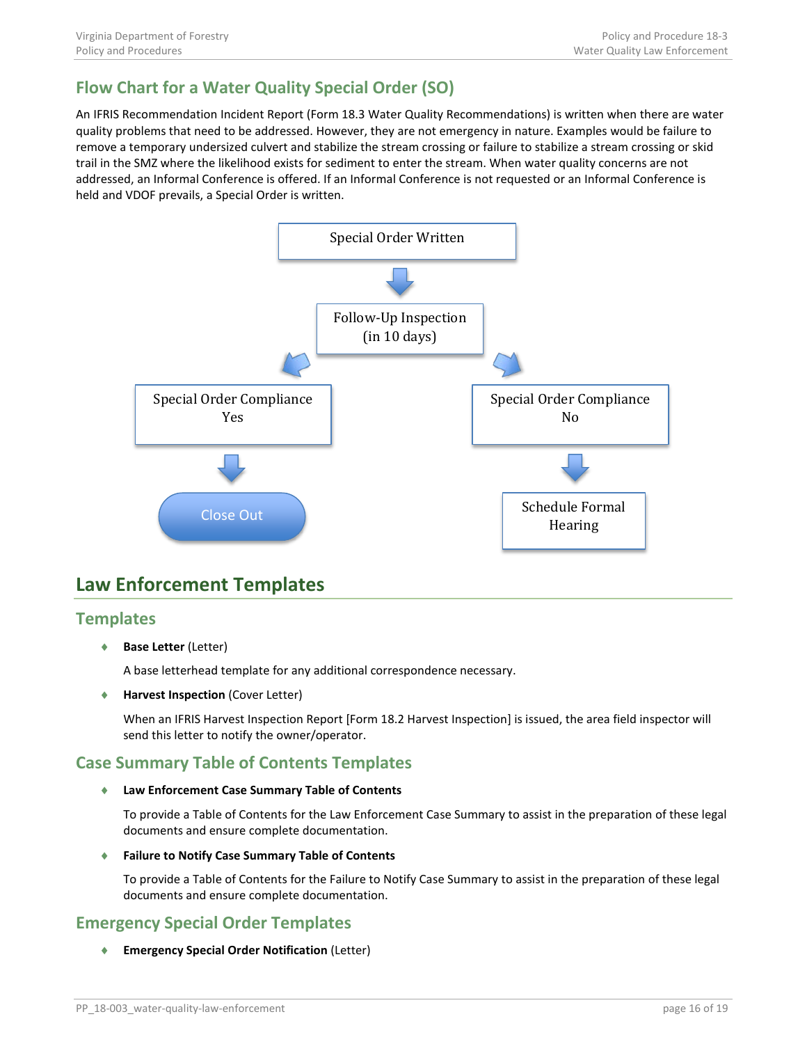## Flow Chart for a Water Quality Special Order (SO)

An IFRIS Recommendation Incident Report (Form 18.3 Water Quality Recommendations) is written when there are water quality problems that need to be addressed. However, they are not emergency in nature. Examples would be failure to remove a temporary undersized culvert and stabilize the stream crossing or failure to stabilize a stream crossing or skid trail in the SMZ where the likelihood exists for sediment to enter the stream. When water quality concerns are not addressed, an Informal Conference is offered. If an Informal Conference is not requested or an Informal Conference is held and VDOF prevails, a Special Order is written.

Special Order Written

Follow-Up Inspection (in 10 days)

Special Order Compliance Yes

Special Order Compliance No

Close Out

Schedule Formal Hearing

# Law Enforcement Templates

## Templates

- **Base Letter** (Letter)

  A base letterhead template for any additional correspondence necessary.

- **Harvest Inspection** (Cover Letter)

  When an IFRIS Harvest Inspection Report [Form 18.2 Harvest Inspection] is issued, the area field inspector will send this letter to notify the owner/operator.

## Case Summary Table of Contents Templates

- **Law Enforcement Case Summary Table of Contents**

  To provide a Table of Contents for the Law Enforcement Case Summary to assist in the preparation of these legal documents and ensure complete documentation.

- **Failure to Notify Case Summary Table of Contents**

  To provide a Table of Contents for the Failure to Notify Case Summary to assist in the preparation of these legal documents and ensure complete documentation.

## Emergency Special Order Templates

- **Emergency Special Order Notification** (Letter)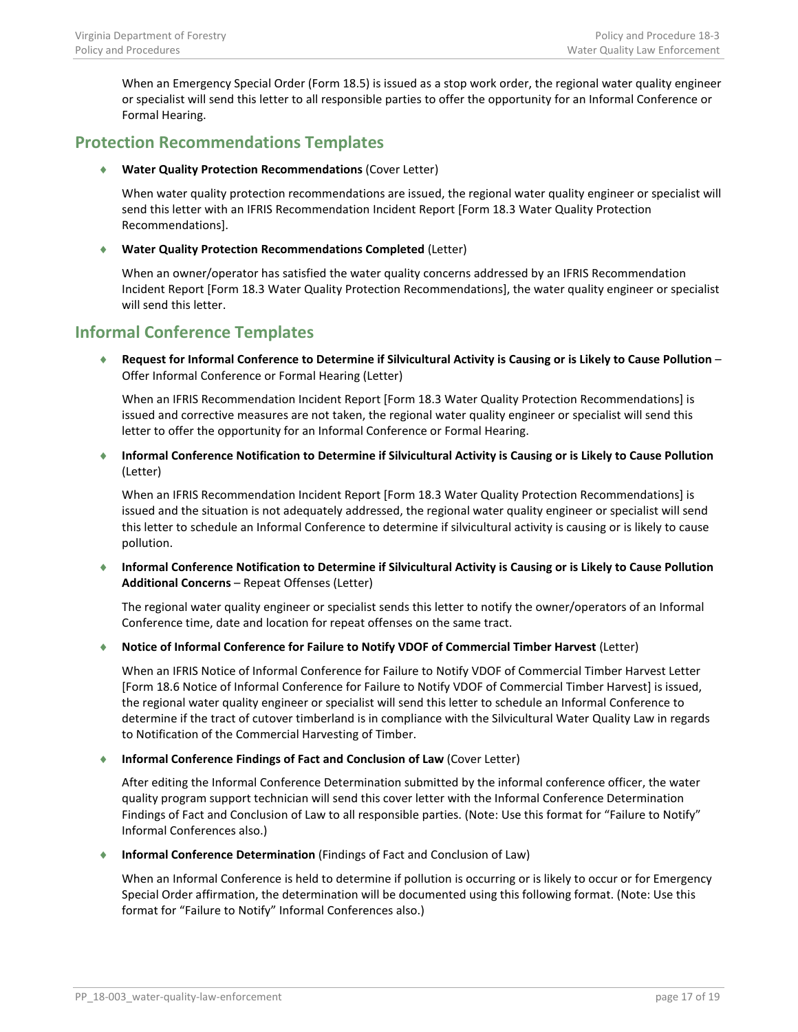When an Emergency Special Order (Form 18.5) is issued as a stop work order, the regional water quality engineer or specialist will send this letter to all responsible parties to offer the opportunity for an Informal Conference or Formal Hearing.

## Protection Recommendations Templates

- **Water Quality Protection Recommendations** (Cover Letter)

  When water quality protection recommendations are issued, the regional water quality engineer or specialist will send this letter with an IFRIS Recommendation Incident Report [Form 18.3 Water Quality Protection Recommendations].

- **Water Quality Protection Recommendations Completed** (Letter)

  When an owner/operator has satisfied the water quality concerns addressed by an IFRIS Recommendation Incident Report [Form 18.3 Water Quality Protection Recommendations], the water quality engineer or specialist will send this letter.

## Informal Conference Templates

- **Request for Informal Conference to Determine if Silvicultural Activity is Causing or is Likely to Cause Pollution** – Offer Informal Conference or Formal Hearing (Letter)

  When an IFRIS Recommendation Incident Report [Form 18.3 Water Quality Protection Recommendations] is issued and corrective measures are not taken, the regional water quality engineer or specialist will send this letter to offer the opportunity for an Informal Conference or Formal Hearing.

- **Informal Conference Notification to Determine if Silvicultural Activity is Causing or is Likely to Cause Pollution** (Letter)

  When an IFRIS Recommendation Incident Report [Form 18.3 Water Quality Protection Recommendations] is issued and the situation is not adequately addressed, the regional water quality engineer or specialist will send this letter to schedule an Informal Conference to determine if silvicultural activity is causing or is likely to cause pollution.

- **Informal Conference Notification to Determine if Silvicultural Activity is Causing or is Likely to Cause Pollution Additional Concerns** – Repeat Offenses (Letter)

  The regional water quality engineer or specialist sends this letter to notify the owner/operators of an Informal Conference time, date and location for repeat offenses on the same tract.

- **Notice of Informal Conference for Failure to Notify VDOF of Commercial Timber Harvest** (Letter)

  When an IFRIS Notice of Informal Conference for Failure to Notify VDOF of Commercial Timber Harvest Letter [Form 18.6 Notice of Informal Conference for Failure to Notify VDOF of Commercial Timber Harvest] is issued, the regional water quality engineer or specialist will send this letter to schedule an Informal Conference to determine if the tract of cutover timberland is in compliance with the Silvicultural Water Quality Law in regards to Notification of the Commercial Harvesting of Timber.

- **Informal Conference Findings of Fact and Conclusion of Law** (Cover Letter)

  After editing the Informal Conference Determination submitted by the informal conference officer, the water quality program support technician will send this cover letter with the Informal Conference Determination Findings of Fact and Conclusion of Law to all responsible parties. (Note: Use this format for "Failure to Notify" Informal Conferences also.)

- **Informal Conference Determination** (Findings of Fact and Conclusion of Law)

  When an Informal Conference is held to determine if pollution is occurring or is likely to occur or for Emergency Special Order affirmation, the determination will be documented using this following format. (Note: Use this format for "Failure to Notify" Informal Conferences also.)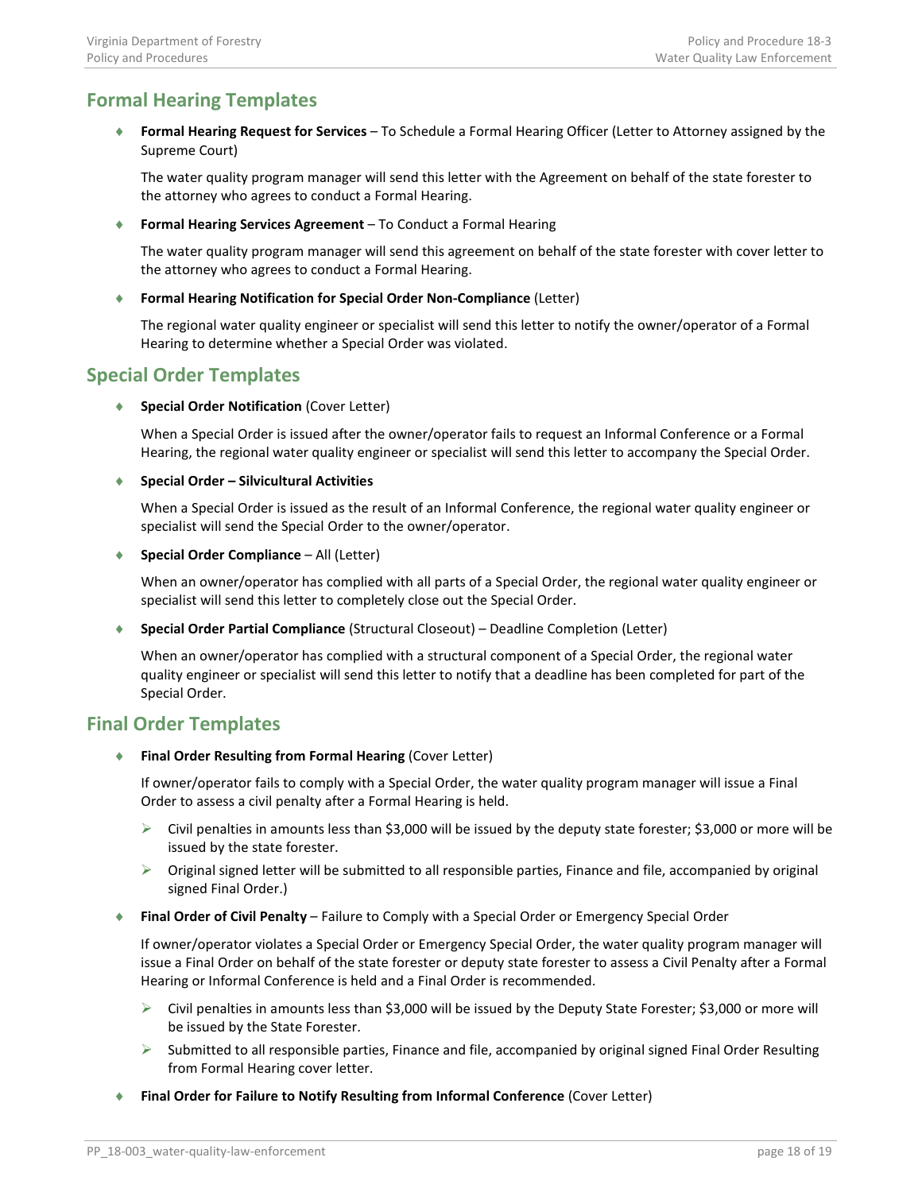## Formal Hearing Templates

- **Formal Hearing Request for Services** – To Schedule a Formal Hearing Officer (Letter to Attorney assigned by the Supreme Court)

  The water quality program manager will send this letter with the Agreement on behalf of the state forester to the attorney who agrees to conduct a Formal Hearing.

- **Formal Hearing Services Agreement** – To Conduct a Formal Hearing

  The water quality program manager will send this agreement on behalf of the state forester with cover letter to the attorney who agrees to conduct a Formal Hearing.

- **Formal Hearing Notification for Special Order Non-Compliance** (Letter)

  The regional water quality engineer or specialist will send this letter to notify the owner/operator of a Formal Hearing to determine whether a Special Order was violated.

## Special Order Templates

- **Special Order Notification** (Cover Letter)

  When a Special Order is issued after the owner/operator fails to request an Informal Conference or a Formal Hearing, the regional water quality engineer or specialist will send this letter to accompany the Special Order.

- **Special Order – Silvicultural Activities**

  When a Special Order is issued as the result of an Informal Conference, the regional water quality engineer or specialist will send the Special Order to the owner/operator.

- **Special Order Compliance** – All (Letter)

  When an owner/operator has complied with all parts of a Special Order, the regional water quality engineer or specialist will send this letter to completely close out the Special Order.

- **Special Order Partial Compliance** (Structural Closeout) – Deadline Completion (Letter)

  When an owner/operator has complied with a structural component of a Special Order, the regional water quality engineer or specialist will send this letter to notify that a deadline has been completed for part of the Special Order.

## Final Order Templates

- **Final Order Resulting from Formal Hearing** (Cover Letter)

  If owner/operator fails to comply with a Special Order, the water quality program manager will issue a Final Order to assess a civil penalty after a Formal Hearing is held.

  - Civil penalties in amounts less than $3,000 will be issued by the deputy state forester; $3,000 or more will be issued by the state forester.
  - Original signed letter will be submitted to all responsible parties, Finance and file, accompanied by original signed Final Order.)

- **Final Order of Civil Penalty** – Failure to Comply with a Special Order or Emergency Special Order

  If owner/operator violates a Special Order or Emergency Special Order, the water quality program manager will issue a Final Order on behalf of the state forester or deputy state forester to assess a Civil Penalty after a Formal Hearing or Informal Conference is held and a Final Order is recommended.

  - Civil penalties in amounts less than $3,000 will be issued by the Deputy State Forester; $3,000 or more will be issued by the State Forester.
  - Submitted to all responsible parties, Finance and file, accompanied by original signed Final Order Resulting from Formal Hearing cover letter.

- **Final Order for Failure to Notify Resulting from Informal Conference** (Cover Letter)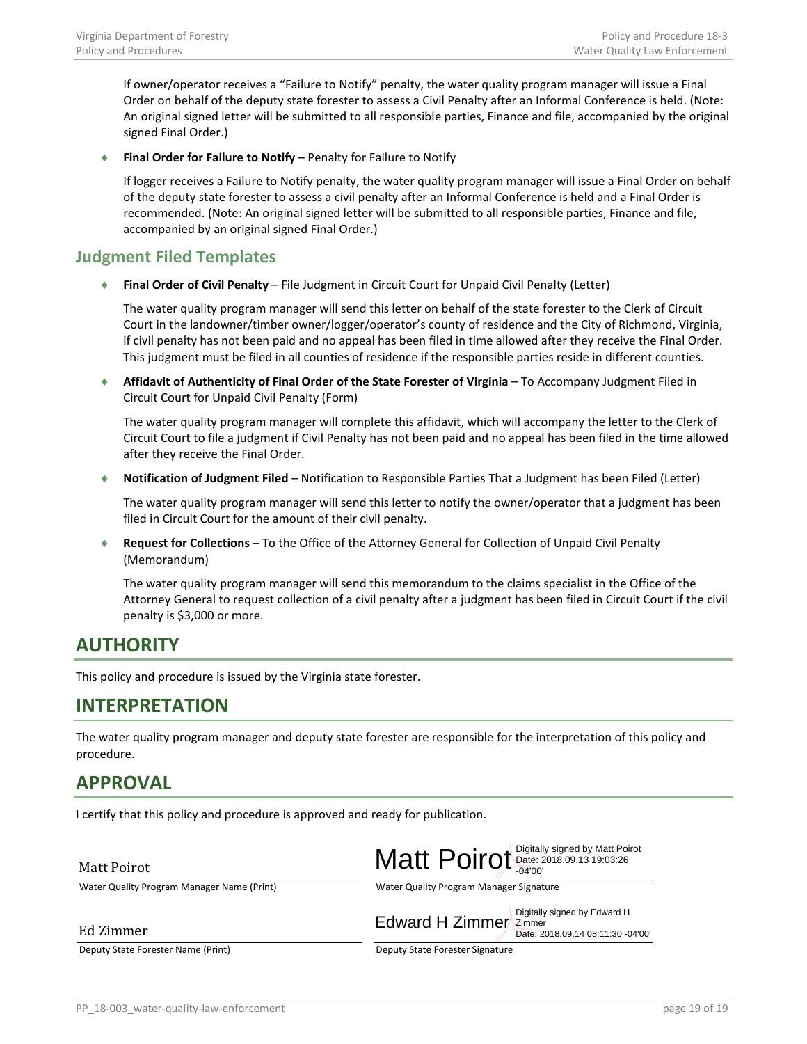If owner/operator receives a "Failure to Notify" penalty, the water quality program manager will issue a Final Order on behalf of the deputy state forester to assess a Civil Penalty after an Informal Conference is held. (Note: An original signed letter will be submitted to all responsible parties, Finance and file, accompanied by the original signed Final Order.)

- **Final Order for Failure to Notify** – Penalty for Failure to Notify

  If logger receives a Failure to Notify penalty, the water quality program manager will issue a Final Order on behalf of the deputy state forester to assess a civil penalty after an Informal Conference is held and a Final Order is recommended. (Note: An original signed letter will be submitted to all responsible parties, Finance and file, accompanied by an original signed Final Order.)

### Judgment Filed Templates

- **Final Order of Civil Penalty** – File Judgment in Circuit Court for Unpaid Civil Penalty (Letter)

  The water quality program manager will send this letter on behalf of the state forester to the Clerk of Circuit Court in the landowner/timber owner/logger/operator's county of residence and the City of Richmond, Virginia, if civil penalty has not been paid and no appeal has been filed in time allowed after they receive the Final Order. This judgment must be filed in all counties of residence if the responsible parties reside in different counties.

- **Affidavit of Authenticity of Final Order of the State Forester of Virginia** – To Accompany Judgment Filed in Circuit Court for Unpaid Civil Penalty (Form)

  The water quality program manager will complete this affidavit, which will accompany the letter to the Clerk of Circuit Court to file a judgment if Civil Penalty has not been paid and no appeal has been filed in the time allowed after they receive the Final Order.

- **Notification of Judgment Filed** – Notification to Responsible Parties That a Judgment has been Filed (Letter)

  The water quality program manager will send this letter to notify the owner/operator that a judgment has been filed in Circuit Court for the amount of their civil penalty.

- **Request for Collections** – To the Office of the Attorney General for Collection of Unpaid Civil Penalty (Memorandum)

  The water quality program manager will send this memorandum to the claims specialist in the Office of the Attorney General to request collection of a civil penalty after a judgment has been filed in Circuit Court if the civil penalty is $3,000 or more.

## AUTHORITY

This policy and procedure is issued by the Virginia state forester.

## INTERPRETATION

The water quality program manager and deputy state forester are responsible for the interpretation of this policy and procedure.

## APPROVAL

I certify that this policy and procedure is approved and ready for publication.

| | |
|---|---|
| Matt Poirot | Matt Poirot — Digitally signed by Matt Poirot Date: 2018.09.13 19:03:26 -04'00' |
| Water Quality Program Manager Name (Print) | Water Quality Program Manager Signature |
| Ed Zimmer | Edward H Zimmer — Digitally signed by Edward H Zimmer Date: 2018.09.14 08:11:30 -04'00' |
| Deputy State Forester Name (Print) | Deputy State Forester Signature |